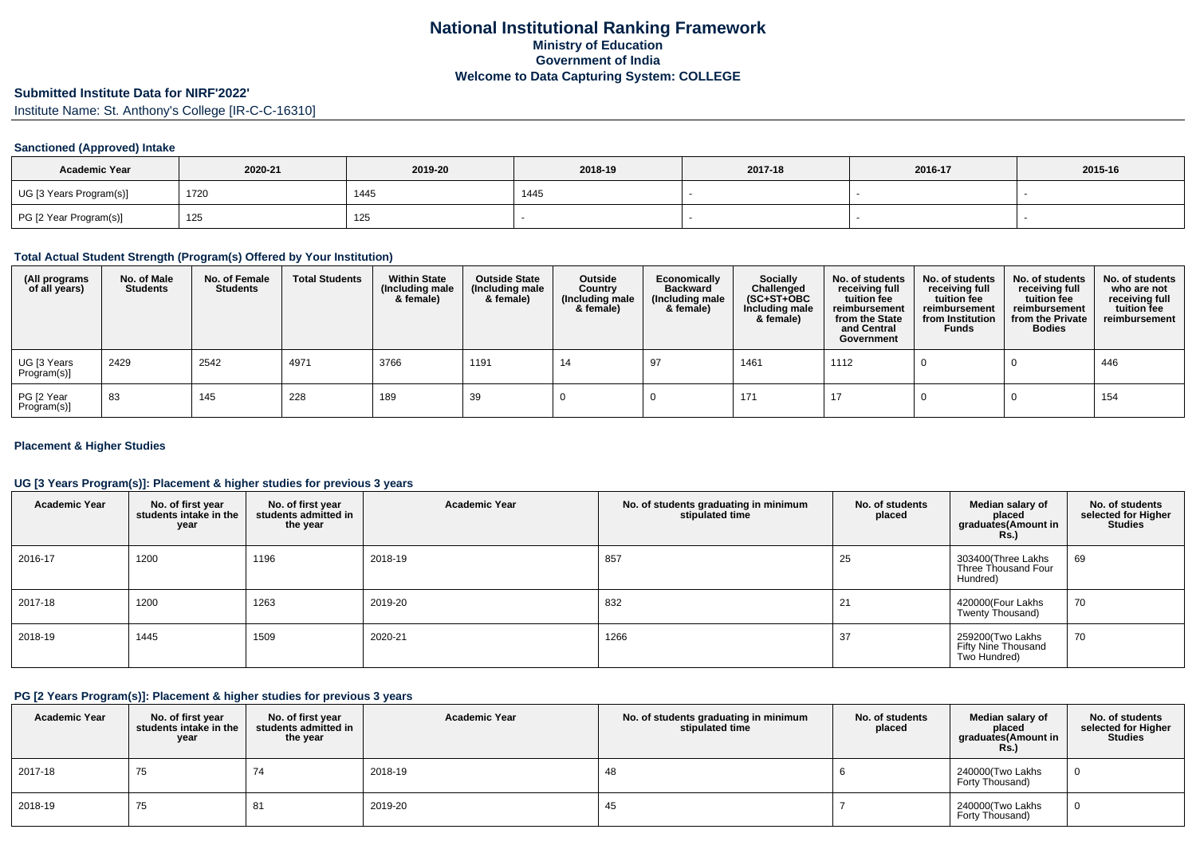# National Institutional Ranking Framework
## Ministry of Education
## Government of India
## Welcome to Data Capturing System: COLLEGE

### Submitted Institute Data for NIRF'2022'

Institute Name: St. Anthony's College [IR-C-C-16310]

#### Sanctioned (Approved) Intake

| Academic Year | 2020-21 | 2019-20 | 2018-19 | 2017-18 | 2016-17 | 2015-16 |
|---|---|---|---|---|---|---|
| UG [3 Years Program(s)] | 1720 | 1445 | 1445 | - | - | - |
| PG [2 Year Program(s)] | 125 | 125 | - | - | - | - |

#### Total Actual Student Strength (Program(s) Offered by Your Institution)

| (All programs of all years) | No. of Male Students | No. of Female Students | Total Students | Within State (Including male & female) | Outside State (Including male & female) | Outside Country (Including male & female) | Economically Backward (Including male & female) | Socially Challenged (SC+ST+OBC Including male & female) | No. of students receiving full tuition fee reimbursement from the State and Central Government | No. of students receiving full tuition fee reimbursement from Institution Funds | No. of students receiving full tuition fee reimbursement from the Private Bodies | No. of students who are not receiving full tuition fee reimbursement |
|---|---|---|---|---|---|---|---|---|---|---|---|---|
| UG [3 Years Program(s)] | 2429 | 2542 | 4971 | 3766 | 1191 | 14 | 97 | 1461 | 1112 | 0 | 0 | 446 |
| PG [2 Year Program(s)] | 83 | 145 | 228 | 189 | 39 | 0 | 0 | 171 | 17 | 0 | 0 | 154 |

#### Placement & Higher Studies

#### UG [3 Years Program(s)]: Placement & higher studies for previous 3 years

| Academic Year | No. of first year students intake in the year | No. of first year students admitted in the year | Academic Year | No. of students graduating in minimum stipulated time | No. of students placed | Median salary of placed graduates(Amount in Rs.) | No. of students selected for Higher Studies |
|---|---|---|---|---|---|---|---|
| 2016-17 | 1200 | 1196 | 2018-19 | 857 | 25 | 303400(Three Lakhs Three Thousand Four Hundred) | 69 |
| 2017-18 | 1200 | 1263 | 2019-20 | 832 | 21 | 420000(Four Lakhs Twenty Thousand) | 70 |
| 2018-19 | 1445 | 1509 | 2020-21 | 1266 | 37 | 259200(Two Lakhs Fifty Nine Thousand Two Hundred) | 70 |

#### PG [2 Years Program(s)]: Placement & higher studies for previous 3 years

| Academic Year | No. of first year students intake in the year | No. of first year students admitted in the year | Academic Year | No. of students graduating in minimum stipulated time | No. of students placed | Median salary of placed graduates(Amount in Rs.) | No. of students selected for Higher Studies |
|---|---|---|---|---|---|---|---|
| 2017-18 | 75 | 74 | 2018-19 | 48 | 6 | 240000(Two Lakhs Forty Thousand) | 0 |
| 2018-19 | 75 | 81 | 2019-20 | 45 | 7 | 240000(Two Lakhs Forty Thousand) | 0 |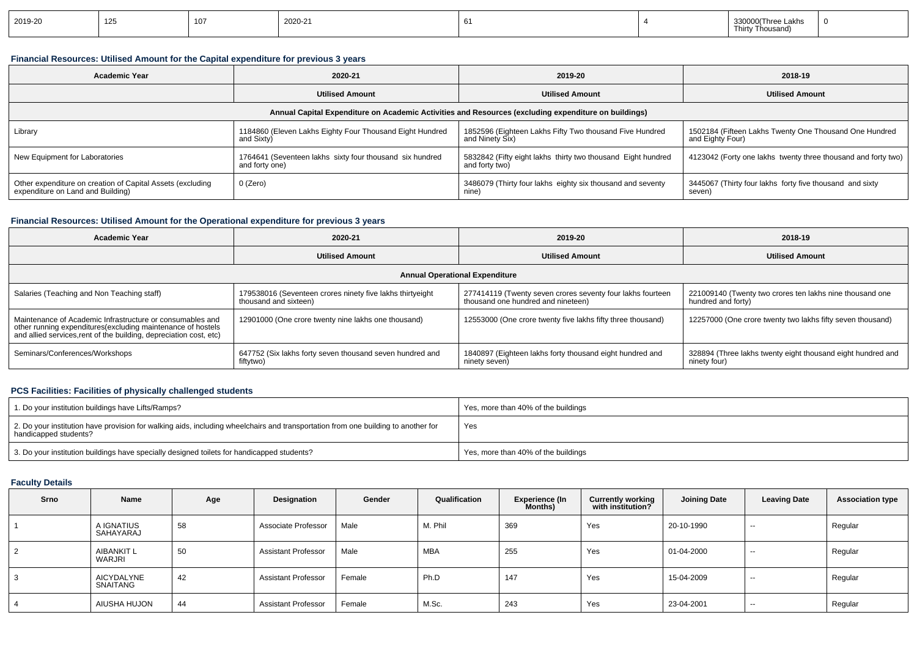| 2019-20 | 125 | 107 | 2020-21 | 61 | 4 | 330000(Three Lakhs Thirty Thousand) | 0 |
|---|---|---|---|---|---|---|---|

### Financial Resources: Utilised Amount for the Capital expenditure for previous 3 years

| Academic Year | 2020-21 | 2019-20 | 2018-19 |
|---|---|---|---|
| | Utilised Amount | Utilised Amount | Utilised Amount |
| Annual Capital Expenditure on Academic Activities and Resources (excluding expenditure on buildings) | | | |
| Library | 1184860 (Eleven Lakhs Eighty Four Thousand Eight Hundred and Sixty) | 1852596 (Eighteen Lakhs Fifty Two thousand Five Hundred and Ninety Six) | 1502184 (Fifteen Lakhs Twenty One Thousand One Hundred and Eighty Four) |
| New Equipment for Laboratories | 1764641 (Seventeen lakhs sixty four thousand six hundred and forty one) | 5832842 (Fifty eight lakhs thirty two thousand Eight hundred and forty two) | 4123042 (Forty one lakhs twenty three thousand and forty two) |
| Other expenditure on creation of Capital Assets (excluding expenditure on Land and Building) | 0 (Zero) | 3486079 (Thirty four lakhs eighty six thousand and seventy nine) | 3445067 (Thirty four lakhs forty five thousand and sixty seven) |

### Financial Resources: Utilised Amount for the Operational expenditure for previous 3 years

| Academic Year | 2020-21 | 2019-20 | 2018-19 |
|---|---|---|---|
| | Utilised Amount | Utilised Amount | Utilised Amount |
| Annual Operational Expenditure | | | |
| Salaries (Teaching and Non Teaching staff) | 179538016 (Seventeen crores ninety five lakhs thirtyeight thousand and sixteen) | 277414119 (Twenty seven crores seventy four lakhs fourteen thousand one hundred and nineteen) | 221009140 (Twenty two crores ten lakhs nine thousand one hundred and forty) |
| Maintenance of Academic Infrastructure or consumables and other running expenditures(excluding maintenance of hostels and allied services,rent of the building, depreciation cost, etc) | 12901000 (One crore twenty nine lakhs one thousand) | 12553000 (One crore twenty five lakhs fifty three thousand) | 12257000 (One crore twenty two lakhs fifty seven thousand) |
| Seminars/Conferences/Workshops | 647752 (Six lakhs forty seven thousand seven hundred and fiftytwo) | 1840897 (Eighteen lakhs forty thousand eight hundred and ninety seven) | 328894 (Three lakhs twenty eight thousand eight hundred and ninety four) |

### PCS Facilities: Facilities of physically challenged students

| | |
|---|---|
| 1. Do your institution buildings have Lifts/Ramps? | Yes, more than 40% of the buildings |
| 2. Do your institution have provision for walking aids, including wheelchairs and transportation from one building to another for handicapped students? | Yes |
| 3. Do your institution buildings have specially designed toilets for handicapped students? | Yes, more than 40% of the buildings |

### Faculty Details

| Srno | Name | Age | Designation | Gender | Qualification | Experience (In Months) | Currently working with institution? | Joining Date | Leaving Date | Association type |
|---|---|---|---|---|---|---|---|---|---|---|
| 1 | A IGNATIUS SAHAYARAJ | 58 | Associate Professor | Male | M. Phil | 369 | Yes | 20-10-1990 | -- | Regular |
| 2 | AIBANKIT L WARJRI | 50 | Assistant Professor | Male | MBA | 255 | Yes | 01-04-2000 | -- | Regular |
| 3 | AICYDALYNE SNAITANG | 42 | Assistant Professor | Female | Ph.D | 147 | Yes | 15-04-2009 | -- | Regular |
| 4 | AIUSHA HUJON | 44 | Assistant Professor | Female | M.Sc. | 243 | Yes | 23-04-2001 | -- | Regular |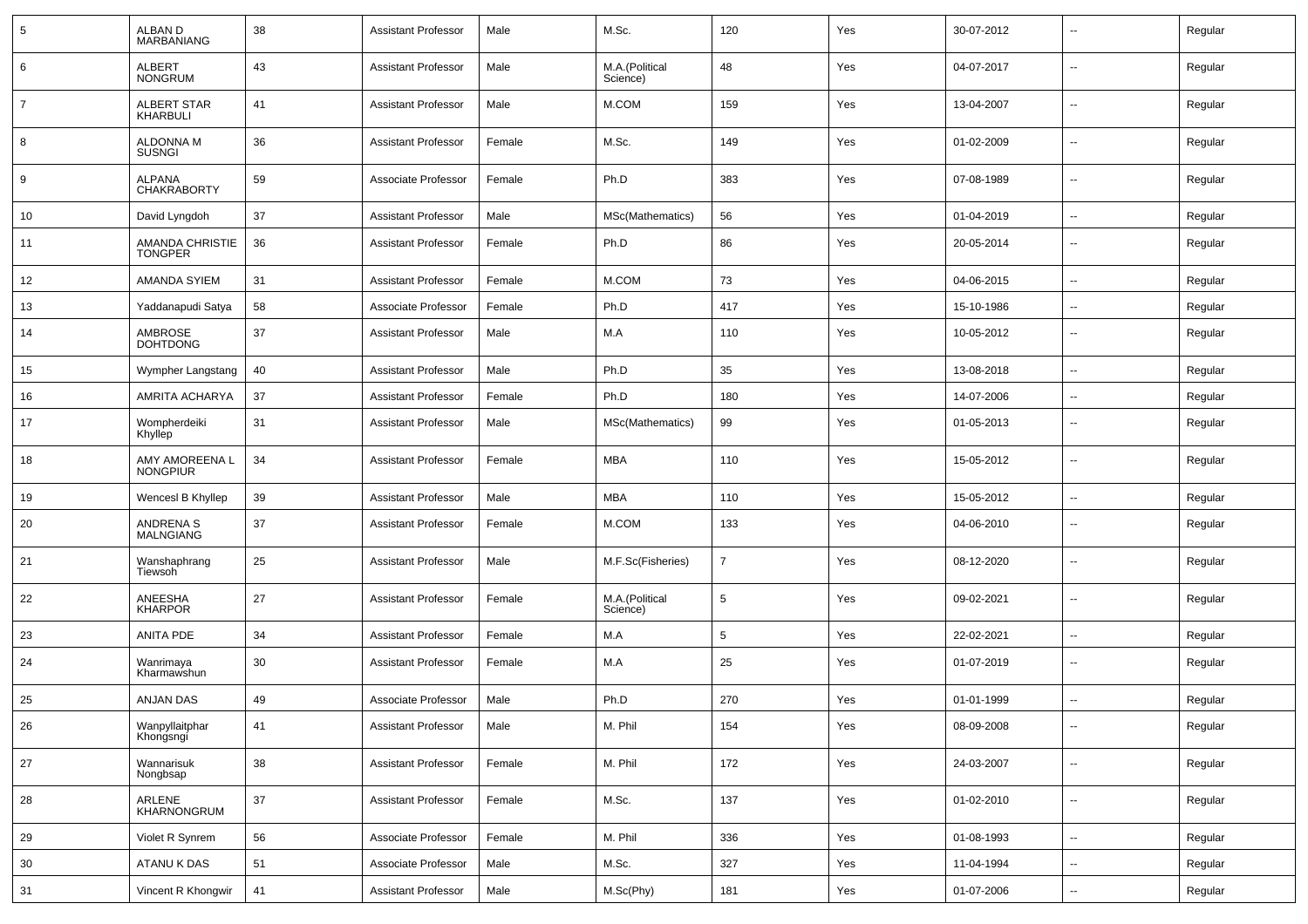| | | | | | | | | | | |
|---|---|---|---|---|---|---|---|---|---|---|
| 5 | ALBAN D MARBANIANG | 38 | Assistant Professor | Male | M.Sc. | 120 | Yes | 30-07-2012 | -- | Regular |
| 6 | ALBERT NONGRUM | 43 | Assistant Professor | Male | M.A.(Political Science) | 48 | Yes | 04-07-2017 | -- | Regular |
| 7 | ALBERT STAR KHARBULI | 41 | Assistant Professor | Male | M.COM | 159 | Yes | 13-04-2007 | -- | Regular |
| 8 | ALDONNA M SUSNGI | 36 | Assistant Professor | Female | M.Sc. | 149 | Yes | 01-02-2009 | -- | Regular |
| 9 | ALPANA CHAKRABORTY | 59 | Associate Professor | Female | Ph.D | 383 | Yes | 07-08-1989 | -- | Regular |
| 10 | David Lyngdoh | 37 | Assistant Professor | Male | MSc(Mathematics) | 56 | Yes | 01-04-2019 | -- | Regular |
| 11 | AMANDA CHRISTIE TONGPER | 36 | Assistant Professor | Female | Ph.D | 86 | Yes | 20-05-2014 | -- | Regular |
| 12 | AMANDA SYIEM | 31 | Assistant Professor | Female | M.COM | 73 | Yes | 04-06-2015 | -- | Regular |
| 13 | Yaddanapudi Satya | 58 | Associate Professor | Female | Ph.D | 417 | Yes | 15-10-1986 | -- | Regular |
| 14 | AMBROSE DOHTDONG | 37 | Assistant Professor | Male | M.A | 110 | Yes | 10-05-2012 | -- | Regular |
| 15 | Wympher Langstang | 40 | Assistant Professor | Male | Ph.D | 35 | Yes | 13-08-2018 | -- | Regular |
| 16 | AMRITA ACHARYA | 37 | Assistant Professor | Female | Ph.D | 180 | Yes | 14-07-2006 | -- | Regular |
| 17 | Wompherdeiki Khyllep | 31 | Assistant Professor | Male | MSc(Mathematics) | 99 | Yes | 01-05-2013 | -- | Regular |
| 18 | AMY AMOREENA L NONGPIUR | 34 | Assistant Professor | Female | MBA | 110 | Yes | 15-05-2012 | -- | Regular |
| 19 | Wencesl B Khyllep | 39 | Assistant Professor | Male | MBA | 110 | Yes | 15-05-2012 | -- | Regular |
| 20 | ANDRENA S MALNGIANG | 37 | Assistant Professor | Female | M.COM | 133 | Yes | 04-06-2010 | -- | Regular |
| 21 | Wanshaphrang Tiewsoh | 25 | Assistant Professor | Male | M.F.Sc(Fisheries) | 7 | Yes | 08-12-2020 | -- | Regular |
| 22 | ANEESHA KHARPOR | 27 | Assistant Professor | Female | M.A.(Political Science) | 5 | Yes | 09-02-2021 | -- | Regular |
| 23 | ANITA PDE | 34 | Assistant Professor | Female | M.A | 5 | Yes | 22-02-2021 | -- | Regular |
| 24 | Wanrimaya Kharmawshun | 30 | Assistant Professor | Female | M.A | 25 | Yes | 01-07-2019 | -- | Regular |
| 25 | ANJAN DAS | 49 | Associate Professor | Male | Ph.D | 270 | Yes | 01-01-1999 | -- | Regular |
| 26 | Wanpyllaitphar Khongsngi | 41 | Assistant Professor | Male | M. Phil | 154 | Yes | 08-09-2008 | -- | Regular |
| 27 | Wannarisuk Nongbsap | 38 | Assistant Professor | Female | M. Phil | 172 | Yes | 24-03-2007 | -- | Regular |
| 28 | ARLENE KHARNONGRUM | 37 | Assistant Professor | Female | M.Sc. | 137 | Yes | 01-02-2010 | -- | Regular |
| 29 | Violet R Synrem | 56 | Associate Professor | Female | M. Phil | 336 | Yes | 01-08-1993 | -- | Regular |
| 30 | ATANU K DAS | 51 | Associate Professor | Male | M.Sc. | 327 | Yes | 11-04-1994 | -- | Regular |
| 31 | Vincent R Khongwir | 41 | Assistant Professor | Male | M.Sc(Phy) | 181 | Yes | 01-07-2006 | -- | Regular |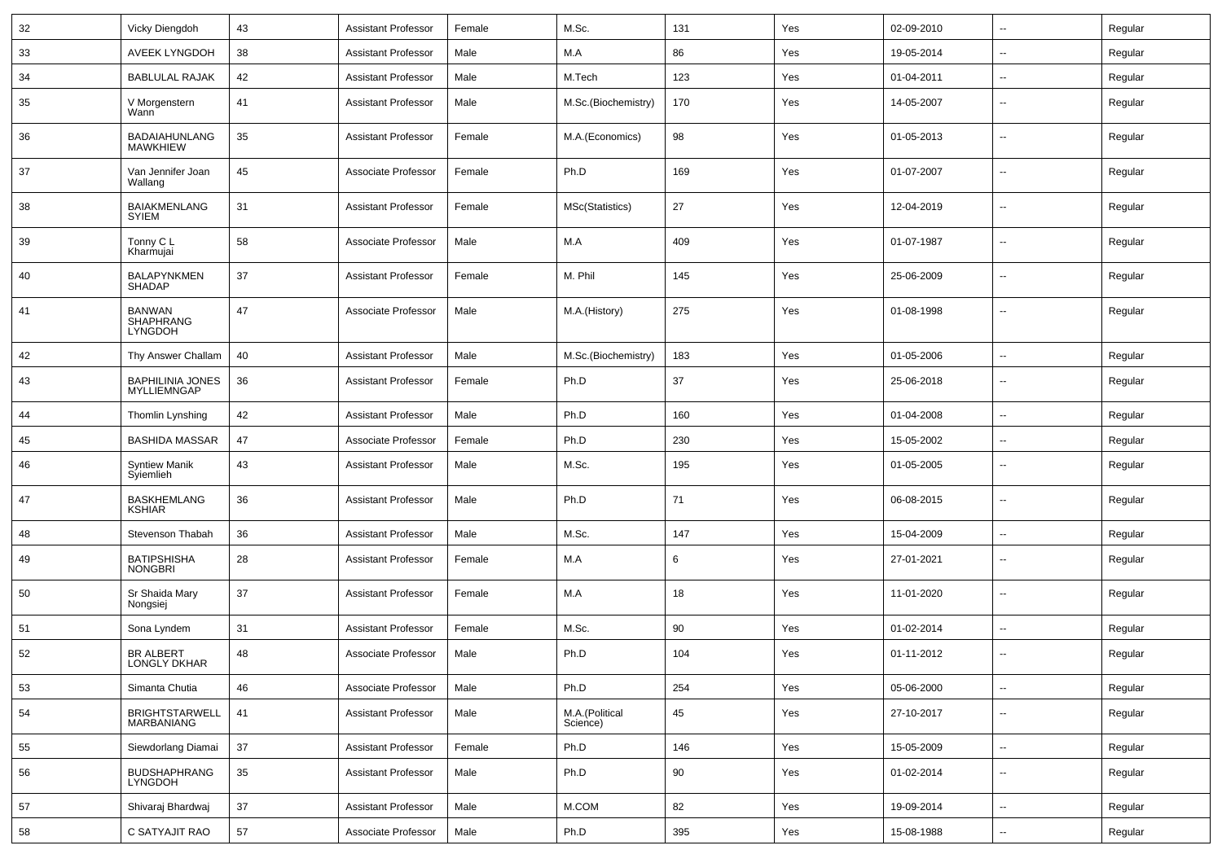| 32 | Vicky Diengdoh | 43 | Assistant Professor | Female | M.Sc. | 131 | Yes | 02-09-2010 | -- | Regular |
|---|---|---|---|---|---|---|---|---|---|---|
| 33 | AVEEK LYNGDOH | 38 | Assistant Professor | Male | M.A | 86 | Yes | 19-05-2014 | -- | Regular |
| 34 | BABLULAL RAJAK | 42 | Assistant Professor | Male | M.Tech | 123 | Yes | 01-04-2011 | -- | Regular |
| 35 | V Morgenstern Wann | 41 | Assistant Professor | Male | M.Sc.(Biochemistry) | 170 | Yes | 14-05-2007 | -- | Regular |
| 36 | BADAIAHUNLANG MAWKHIEW | 35 | Assistant Professor | Female | M.A.(Economics) | 98 | Yes | 01-05-2013 | -- | Regular |
| 37 | Van Jennifer Joan Wallang | 45 | Associate Professor | Female | Ph.D | 169 | Yes | 01-07-2007 | -- | Regular |
| 38 | BAIAKMENLANG SYIEM | 31 | Assistant Professor | Female | MSc(Statistics) | 27 | Yes | 12-04-2019 | -- | Regular |
| 39 | Tonny C L Kharmujai | 58 | Associate Professor | Male | M.A | 409 | Yes | 01-07-1987 | -- | Regular |
| 40 | BALAPYNKMEN SHADAP | 37 | Assistant Professor | Female | M. Phil | 145 | Yes | 25-06-2009 | -- | Regular |
| 41 | BANWAN SHAPHRANG LYNGDOH | 47 | Associate Professor | Male | M.A.(History) | 275 | Yes | 01-08-1998 | -- | Regular |
| 42 | Thy Answer Challam | 40 | Assistant Professor | Male | M.Sc.(Biochemistry) | 183 | Yes | 01-05-2006 | -- | Regular |
| 43 | BAPHILINIA JONES MYLLIEMNGAP | 36 | Assistant Professor | Female | Ph.D | 37 | Yes | 25-06-2018 | -- | Regular |
| 44 | Thomlin Lynshing | 42 | Assistant Professor | Male | Ph.D | 160 | Yes | 01-04-2008 | -- | Regular |
| 45 | BASHIDA MASSAR | 47 | Associate Professor | Female | Ph.D | 230 | Yes | 15-05-2002 | -- | Regular |
| 46 | Syntiew Manik Syiemlieh | 43 | Assistant Professor | Male | M.Sc. | 195 | Yes | 01-05-2005 | -- | Regular |
| 47 | BASKHEMLANG KSHIAR | 36 | Assistant Professor | Male | Ph.D | 71 | Yes | 06-08-2015 | -- | Regular |
| 48 | Stevenson Thabah | 36 | Assistant Professor | Male | M.Sc. | 147 | Yes | 15-04-2009 | -- | Regular |
| 49 | BATIPSHISHA NONGBRI | 28 | Assistant Professor | Female | M.A | 6 | Yes | 27-01-2021 | -- | Regular |
| 50 | Sr Shaida Mary Nongsiej | 37 | Assistant Professor | Female | M.A | 18 | Yes | 11-01-2020 | -- | Regular |
| 51 | Sona Lyndem | 31 | Assistant Professor | Female | M.Sc. | 90 | Yes | 01-02-2014 | -- | Regular |
| 52 | BR ALBERT LONGLY DKHAR | 48 | Associate Professor | Male | Ph.D | 104 | Yes | 01-11-2012 | -- | Regular |
| 53 | Simanta Chutia | 46 | Associate Professor | Male | Ph.D | 254 | Yes | 05-06-2000 | -- | Regular |
| 54 | BRIGHTSTARWELL MARBANIANG | 41 | Assistant Professor | Male | M.A.(Political Science) | 45 | Yes | 27-10-2017 | -- | Regular |
| 55 | Siewdorlang Diamai | 37 | Assistant Professor | Female | Ph.D | 146 | Yes | 15-05-2009 | -- | Regular |
| 56 | BUDSHAPHRANG LYNGDOH | 35 | Assistant Professor | Male | Ph.D | 90 | Yes | 01-02-2014 | -- | Regular |
| 57 | Shivaraj Bhardwaj | 37 | Assistant Professor | Male | M.COM | 82 | Yes | 19-09-2014 | -- | Regular |
| 58 | C SATYAJIT RAO | 57 | Associate Professor | Male | Ph.D | 395 | Yes | 15-08-1988 | -- | Regular |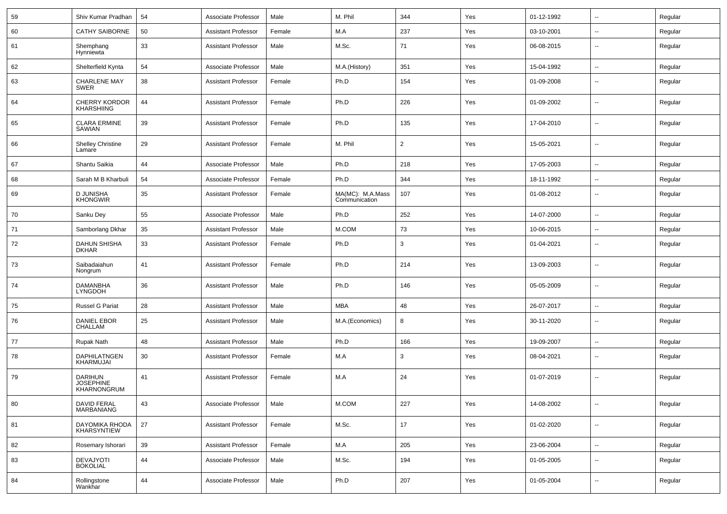| 59 | Shiv Kumar Pradhan | 54 | Associate Professor | Male | M. Phil | 344 | Yes | 01-12-1992 | -- | Regular |
|---|---|---|---|---|---|---|---|---|---|---|
| 60 | CATHY SAIBORNE | 50 | Assistant Professor | Female | M.A | 237 | Yes | 03-10-2001 | -- | Regular |
| 61 | Shemphang Hynniewta | 33 | Assistant Professor | Male | M.Sc. | 71 | Yes | 06-08-2015 | -- | Regular |
| 62 | Shelterfield Kynta | 54 | Associate Professor | Male | M.A.(History) | 351 | Yes | 15-04-1992 | -- | Regular |
| 63 | CHARLENE MAY SWER | 38 | Assistant Professor | Female | Ph.D | 154 | Yes | 01-09-2008 | -- | Regular |
| 64 | CHERRY KORDOR KHARSHIING | 44 | Assistant Professor | Female | Ph.D | 226 | Yes | 01-09-2002 | -- | Regular |
| 65 | CLARA ERMINE SAWIAN | 39 | Assistant Professor | Female | Ph.D | 135 | Yes | 17-04-2010 | -- | Regular |
| 66 | Shelley Christine Lamare | 29 | Assistant Professor | Female | M. Phil | 2 | Yes | 15-05-2021 | -- | Regular |
| 67 | Shantu Saikia | 44 | Associate Professor | Male | Ph.D | 218 | Yes | 17-05-2003 | -- | Regular |
| 68 | Sarah M B Kharbuli | 54 | Associate Professor | Female | Ph.D | 344 | Yes | 18-11-1992 | -- | Regular |
| 69 | D JUNISHA KHONGWIR | 35 | Assistant Professor | Female | MA(MC): M.A.Mass Communication | 107 | Yes | 01-08-2012 | -- | Regular |
| 70 | Sanku Dey | 55 | Associate Professor | Male | Ph.D | 252 | Yes | 14-07-2000 | -- | Regular |
| 71 | Samborlang Dkhar | 35 | Assistant Professor | Male | M.COM | 73 | Yes | 10-06-2015 | -- | Regular |
| 72 | DAHUN SHISHA DKHAR | 33 | Assistant Professor | Female | Ph.D | 3 | Yes | 01-04-2021 | -- | Regular |
| 73 | Saibadaiahun Nongrum | 41 | Assistant Professor | Female | Ph.D | 214 | Yes | 13-09-2003 | -- | Regular |
| 74 | DAMANBHA LYNGDOH | 36 | Assistant Professor | Male | Ph.D | 146 | Yes | 05-05-2009 | -- | Regular |
| 75 | Russel G Pariat | 28 | Assistant Professor | Male | MBA | 48 | Yes | 26-07-2017 | -- | Regular |
| 76 | DANIEL EBOR CHALLAM | 25 | Assistant Professor | Male | M.A.(Economics) | 8 | Yes | 30-11-2020 | -- | Regular |
| 77 | Rupak Nath | 48 | Assistant Professor | Male | Ph.D | 166 | Yes | 19-09-2007 | -- | Regular |
| 78 | DAPHILATNGEN KHARMUJAI | 30 | Assistant Professor | Female | M.A | 3 | Yes | 08-04-2021 | -- | Regular |
| 79 | DARIHUN JOSEPHINE KHARNONGRUM | 41 | Assistant Professor | Female | M.A | 24 | Yes | 01-07-2019 | -- | Regular |
| 80 | DAVID FERAL MARBANIANG | 43 | Associate Professor | Male | M.COM | 227 | Yes | 14-08-2002 | -- | Regular |
| 81 | DAYOMIKA RHODA KHARSYNTIEW | 27 | Assistant Professor | Female | M.Sc. | 17 | Yes | 01-02-2020 | -- | Regular |
| 82 | Rosemary Ishorari | 39 | Assistant Professor | Female | M.A | 205 | Yes | 23-06-2004 | -- | Regular |
| 83 | DEVAJYOTI BOKOLIAL | 44 | Associate Professor | Male | M.Sc. | 194 | Yes | 01-05-2005 | -- | Regular |
| 84 | Rollingstone Wankhar | 44 | Associate Professor | Male | Ph.D | 207 | Yes | 01-05-2004 | -- | Regular |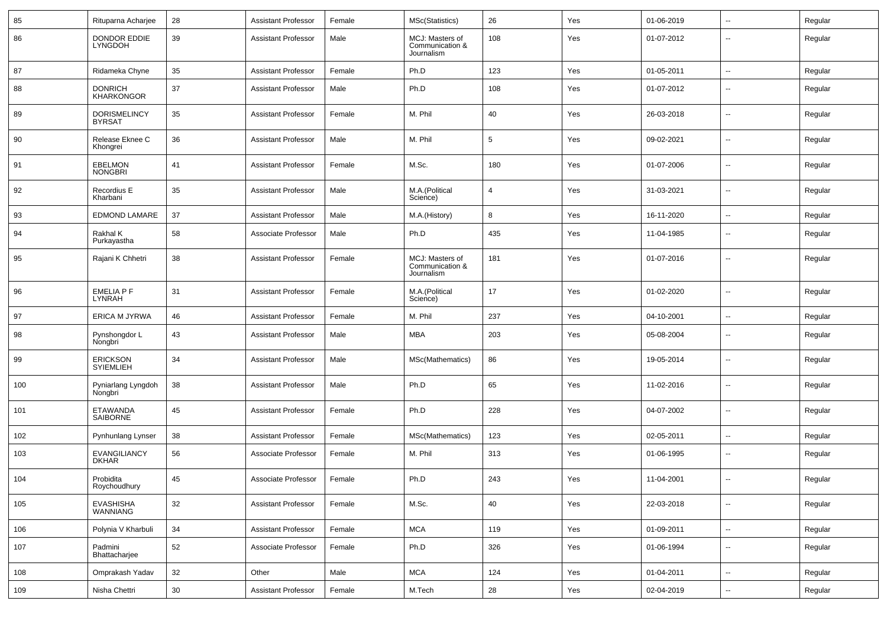| 85 | Rituparna Acharjee | 28 | Assistant Professor | Female | MSc(Statistics) | 26 | Yes | 01-06-2019 | -- | Regular |
|---|---|---|---|---|---|---|---|---|---|---|
| 86 | DONDOR EDDIE LYNGDOH | 39 | Assistant Professor | Male | MCJ: Masters of Communication & Journalism | 108 | Yes | 01-07-2012 | -- | Regular |
| 87 | Ridameka Chyne | 35 | Assistant Professor | Female | Ph.D | 123 | Yes | 01-05-2011 | -- | Regular |
| 88 | DONRICH KHARKONGOR | 37 | Assistant Professor | Male | Ph.D | 108 | Yes | 01-07-2012 | -- | Regular |
| 89 | DORISMELINCY BYRSAT | 35 | Assistant Professor | Female | M. Phil | 40 | Yes | 26-03-2018 | -- | Regular |
| 90 | Release Eknee C Khongrei | 36 | Assistant Professor | Male | M. Phil | 5 | Yes | 09-02-2021 | -- | Regular |
| 91 | EBELMON NONGBRI | 41 | Assistant Professor | Female | M.Sc. | 180 | Yes | 01-07-2006 | -- | Regular |
| 92 | Recordius E Kharbani | 35 | Assistant Professor | Male | M.A.(Political Science) | 4 | Yes | 31-03-2021 | -- | Regular |
| 93 | EDMOND LAMARE | 37 | Assistant Professor | Male | M.A.(History) | 8 | Yes | 16-11-2020 | -- | Regular |
| 94 | Rakhal K Purkayastha | 58 | Associate Professor | Male | Ph.D | 435 | Yes | 11-04-1985 | -- | Regular |
| 95 | Rajani K Chhetri | 38 | Assistant Professor | Female | MCJ: Masters of Communication & Journalism | 181 | Yes | 01-07-2016 | -- | Regular |
| 96 | EMELIA P F LYNRAH | 31 | Assistant Professor | Female | M.A.(Political Science) | 17 | Yes | 01-02-2020 | -- | Regular |
| 97 | ERICA M JYRWA | 46 | Assistant Professor | Female | M. Phil | 237 | Yes | 04-10-2001 | -- | Regular |
| 98 | Pynshongdor L Nongbri | 43 | Assistant Professor | Male | MBA | 203 | Yes | 05-08-2004 | -- | Regular |
| 99 | ERICKSON SYIEMLIEH | 34 | Assistant Professor | Male | MSc(Mathematics) | 86 | Yes | 19-05-2014 | -- | Regular |
| 100 | Pyniarlang Lyngdoh Nongbri | 38 | Assistant Professor | Male | Ph.D | 65 | Yes | 11-02-2016 | -- | Regular |
| 101 | ETAWANDA SAIBORNE | 45 | Assistant Professor | Female | Ph.D | 228 | Yes | 04-07-2002 | -- | Regular |
| 102 | Pynhunlang Lynser | 38 | Assistant Professor | Female | MSc(Mathematics) | 123 | Yes | 02-05-2011 | -- | Regular |
| 103 | EVANGILIANCY DKHAR | 56 | Associate Professor | Female | M. Phil | 313 | Yes | 01-06-1995 | -- | Regular |
| 104 | Probidita Roychoudhury | 45 | Associate Professor | Female | Ph.D | 243 | Yes | 11-04-2001 | -- | Regular |
| 105 | EVASHISHA WANNIANG | 32 | Assistant Professor | Female | M.Sc. | 40 | Yes | 22-03-2018 | -- | Regular |
| 106 | Polynia V Kharbuli | 34 | Assistant Professor | Female | MCA | 119 | Yes | 01-09-2011 | -- | Regular |
| 107 | Padmini Bhattacharjee | 52 | Associate Professor | Female | Ph.D | 326 | Yes | 01-06-1994 | -- | Regular |
| 108 | Omprakash Yadav | 32 | Other | Male | MCA | 124 | Yes | 01-04-2011 | -- | Regular |
| 109 | Nisha Chettri | 30 | Assistant Professor | Female | M.Tech | 28 | Yes | 02-04-2019 | -- | Regular |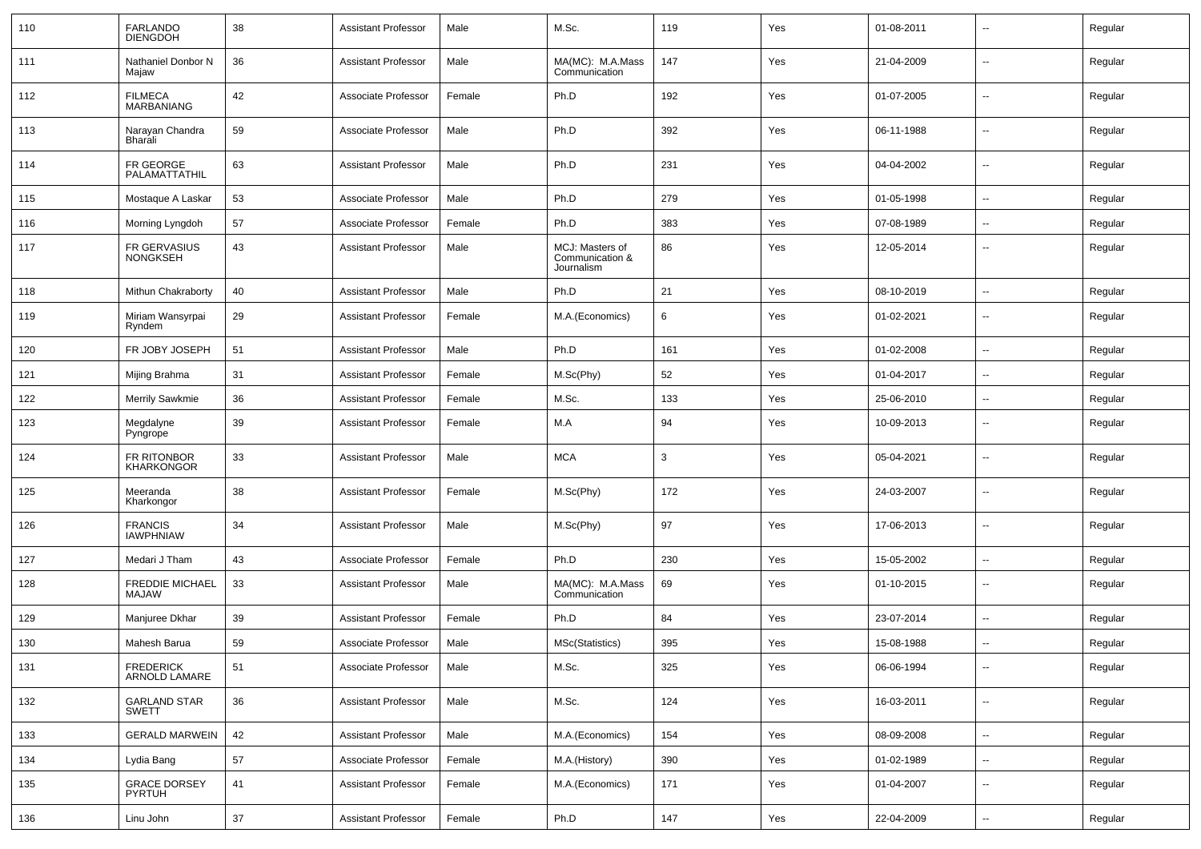| 110 | FARLANDO DIENGDOH | 38 | Assistant Professor | Male | M.Sc. | 119 | Yes | 01-08-2011 | -- | Regular |
|---|---|---|---|---|---|---|---|---|---|---|
| 111 | Nathaniel Donbor N Majaw | 36 | Assistant Professor | Male | MA(MC): M.A.Mass Communication | 147 | Yes | 21-04-2009 | -- | Regular |
| 112 | FILMECA MARBANIANG | 42 | Associate Professor | Female | Ph.D | 192 | Yes | 01-07-2005 | -- | Regular |
| 113 | Narayan Chandra Bharali | 59 | Associate Professor | Male | Ph.D | 392 | Yes | 06-11-1988 | -- | Regular |
| 114 | FR GEORGE PALAMATTATHIL | 63 | Assistant Professor | Male | Ph.D | 231 | Yes | 04-04-2002 | -- | Regular |
| 115 | Mostaque A Laskar | 53 | Associate Professor | Male | Ph.D | 279 | Yes | 01-05-1998 | -- | Regular |
| 116 | Morning Lyngdoh | 57 | Associate Professor | Female | Ph.D | 383 | Yes | 07-08-1989 | -- | Regular |
| 117 | FR GERVASIUS NONGKSEH | 43 | Assistant Professor | Male | MCJ: Masters of Communication & Journalism | 86 | Yes | 12-05-2014 | -- | Regular |
| 118 | Mithun Chakraborty | 40 | Assistant Professor | Male | Ph.D | 21 | Yes | 08-10-2019 | -- | Regular |
| 119 | Miriam Wansyrpai Ryndem | 29 | Assistant Professor | Female | M.A.(Economics) | 6 | Yes | 01-02-2021 | -- | Regular |
| 120 | FR JOBY JOSEPH | 51 | Assistant Professor | Male | Ph.D | 161 | Yes | 01-02-2008 | -- | Regular |
| 121 | Mijing Brahma | 31 | Assistant Professor | Female | M.Sc(Phy) | 52 | Yes | 01-04-2017 | -- | Regular |
| 122 | Merrily Sawkmie | 36 | Assistant Professor | Female | M.Sc. | 133 | Yes | 25-06-2010 | -- | Regular |
| 123 | Megdalyne Pyngrope | 39 | Assistant Professor | Female | M.A | 94 | Yes | 10-09-2013 | -- | Regular |
| 124 | FR RITONBOR KHARKONGOR | 33 | Assistant Professor | Male | MCA | 3 | Yes | 05-04-2021 | -- | Regular |
| 125 | Meeranda Kharkongor | 38 | Assistant Professor | Female | M.Sc(Phy) | 172 | Yes | 24-03-2007 | -- | Regular |
| 126 | FRANCIS IAWPHNIAW | 34 | Assistant Professor | Male | M.Sc(Phy) | 97 | Yes | 17-06-2013 | -- | Regular |
| 127 | Medari J Tham | 43 | Associate Professor | Female | Ph.D | 230 | Yes | 15-05-2002 | -- | Regular |
| 128 | FREDDIE MICHAEL MAJAW | 33 | Assistant Professor | Male | MA(MC): M.A.Mass Communication | 69 | Yes | 01-10-2015 | -- | Regular |
| 129 | Manjuree Dkhar | 39 | Assistant Professor | Female | Ph.D | 84 | Yes | 23-07-2014 | -- | Regular |
| 130 | Mahesh Barua | 59 | Associate Professor | Male | MSc(Statistics) | 395 | Yes | 15-08-1988 | -- | Regular |
| 131 | FREDERICK ARNOLD LAMARE | 51 | Associate Professor | Male | M.Sc. | 325 | Yes | 06-06-1994 | -- | Regular |
| 132 | GARLAND STAR SWETT | 36 | Assistant Professor | Male | M.Sc. | 124 | Yes | 16-03-2011 | -- | Regular |
| 133 | GERALD MARWEIN | 42 | Assistant Professor | Male | M.A.(Economics) | 154 | Yes | 08-09-2008 | -- | Regular |
| 134 | Lydia Bang | 57 | Associate Professor | Female | M.A.(History) | 390 | Yes | 01-02-1989 | -- | Regular |
| 135 | GRACE DORSEY PYRTUH | 41 | Assistant Professor | Female | M.A.(Economics) | 171 | Yes | 01-04-2007 | -- | Regular |
| 136 | Linu John | 37 | Assistant Professor | Female | Ph.D | 147 | Yes | 22-04-2009 | -- | Regular |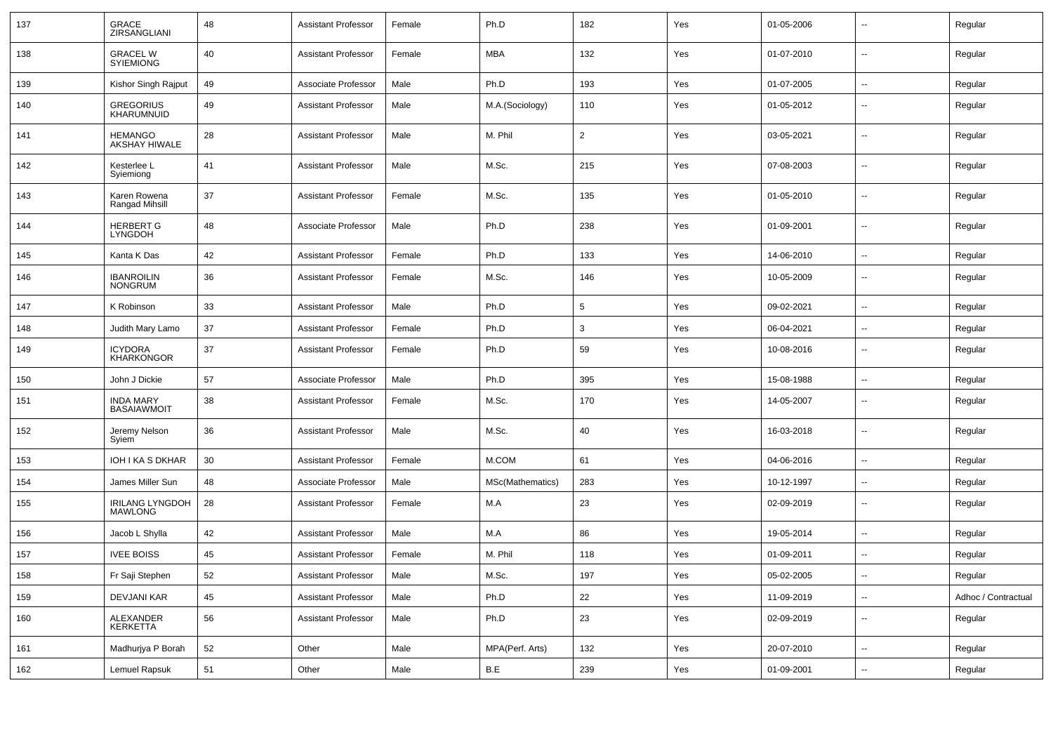| | | | | | | | | | | |
|---|---|---|---|---|---|---|---|---|---|---|
| 137 | GRACE ZIRSANGLIANI | 48 | Assistant Professor | Female | Ph.D | 182 | Yes | 01-05-2006 | -- | Regular |
| 138 | GRACEL W SYIEMIONG | 40 | Assistant Professor | Female | MBA | 132 | Yes | 01-07-2010 | -- | Regular |
| 139 | Kishor Singh Rajput | 49 | Associate Professor | Male | Ph.D | 193 | Yes | 01-07-2005 | -- | Regular |
| 140 | GREGORIUS KHARUMNUID | 49 | Assistant Professor | Male | M.A.(Sociology) | 110 | Yes | 01-05-2012 | -- | Regular |
| 141 | HEMANGO AKSHAY HIWALE | 28 | Assistant Professor | Male | M. Phil | 2 | Yes | 03-05-2021 | -- | Regular |
| 142 | Kesterlee L Syiemiong | 41 | Assistant Professor | Male | M.Sc. | 215 | Yes | 07-08-2003 | -- | Regular |
| 143 | Karen Rowena Rangad Mihsill | 37 | Assistant Professor | Female | M.Sc. | 135 | Yes | 01-05-2010 | -- | Regular |
| 144 | HERBERT G LYNGDOH | 48 | Associate Professor | Male | Ph.D | 238 | Yes | 01-09-2001 | -- | Regular |
| 145 | Kanta K Das | 42 | Assistant Professor | Female | Ph.D | 133 | Yes | 14-06-2010 | -- | Regular |
| 146 | IBANROILIN NONGRUM | 36 | Assistant Professor | Female | M.Sc. | 146 | Yes | 10-05-2009 | -- | Regular |
| 147 | K Robinson | 33 | Assistant Professor | Male | Ph.D | 5 | Yes | 09-02-2021 | -- | Regular |
| 148 | Judith Mary Lamo | 37 | Assistant Professor | Female | Ph.D | 3 | Yes | 06-04-2021 | -- | Regular |
| 149 | ICYDORA KHARKONGOR | 37 | Assistant Professor | Female | Ph.D | 59 | Yes | 10-08-2016 | -- | Regular |
| 150 | John J Dickie | 57 | Associate Professor | Male | Ph.D | 395 | Yes | 15-08-1988 | -- | Regular |
| 151 | INDA MARY BASAIAWMOIT | 38 | Assistant Professor | Female | M.Sc. | 170 | Yes | 14-05-2007 | -- | Regular |
| 152 | Jeremy Nelson Syiem | 36 | Assistant Professor | Male | M.Sc. | 40 | Yes | 16-03-2018 | -- | Regular |
| 153 | IOH I KA S DKHAR | 30 | Assistant Professor | Female | M.COM | 61 | Yes | 04-06-2016 | -- | Regular |
| 154 | James Miller Sun | 48 | Associate Professor | Male | MSc(Mathematics) | 283 | Yes | 10-12-1997 | -- | Regular |
| 155 | IRILANG LYNGDOH MAWLONG | 28 | Assistant Professor | Female | M.A | 23 | Yes | 02-09-2019 | -- | Regular |
| 156 | Jacob L Shylla | 42 | Assistant Professor | Male | M.A | 86 | Yes | 19-05-2014 | -- | Regular |
| 157 | IVEE BOISS | 45 | Assistant Professor | Female | M. Phil | 118 | Yes | 01-09-2011 | -- | Regular |
| 158 | Fr Saji Stephen | 52 | Assistant Professor | Male | M.Sc. | 197 | Yes | 05-02-2005 | -- | Regular |
| 159 | DEVJANI KAR | 45 | Assistant Professor | Male | Ph.D | 22 | Yes | 11-09-2019 | -- | Adhoc / Contractual |
| 160 | ALEXANDER KERKETTA | 56 | Assistant Professor | Male | Ph.D | 23 | Yes | 02-09-2019 | -- | Regular |
| 161 | Madhurjya P Borah | 52 | Other | Male | MPA(Perf. Arts) | 132 | Yes | 20-07-2010 | -- | Regular |
| 162 | Lemuel Rapsuk | 51 | Other | Male | B.E | 239 | Yes | 01-09-2001 | -- | Regular |